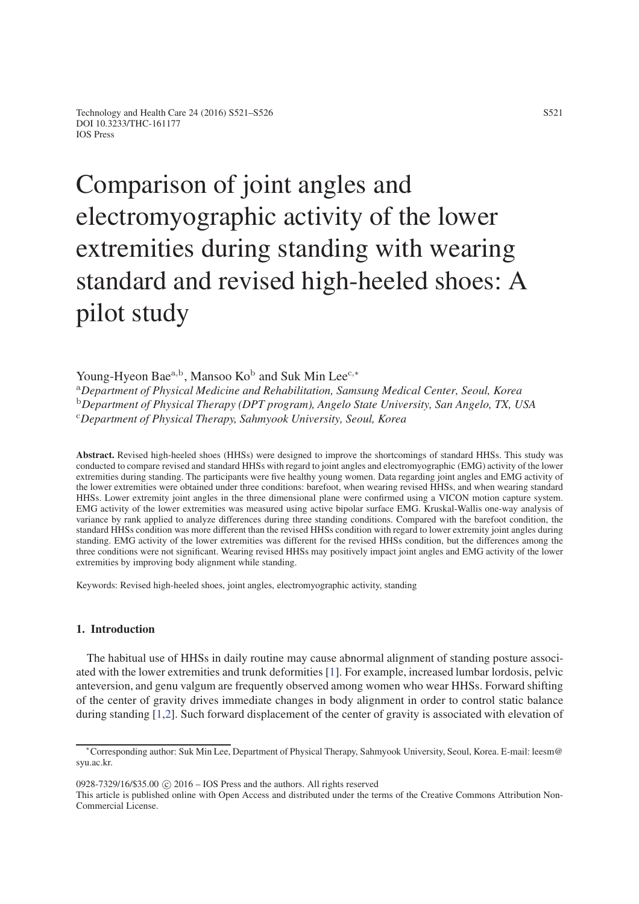# Comparison of joint angles and electromyographic activity of the lower extremities during standing with wearing standard and revised high-heeled shoes: A pilot study

Young-Hyeon Bae[a,b], Mansoo Ko[b] and Suk Min Lee[c,*]

[a]*Department of Physical Medicine and Rehabilitation, Samsung Medical Center, Seoul, Korea*
[b]*Department of Physical Therapy (DPT program), Angelo State University, San Angelo, TX, USA*
[c]*Department of Physical Therapy, Sahmyook University, Seoul, Korea*

**Abstract.** Revised high-heeled shoes (HHSs) were designed to improve the shortcomings of standard HHSs. This study was conducted to compare revised and standard HHSs with regard to joint angles and electromyographic (EMG) activity of the lower extremities during standing. The participants were five healthy young women. Data regarding joint angles and EMG activity of the lower extremities were obtained under three conditions: barefoot, when wearing revised HHSs, and when wearing standard HHSs. Lower extremity joint angles in the three dimensional plane were confirmed using a VICON motion capture system. EMG activity of the lower extremities was measured using active bipolar surface EMG. Kruskal-Wallis one-way analysis of variance by rank applied to analyze differences during three standing conditions. Compared with the barefoot condition, the standard HHSs condition was more different than the revised HHSs condition with regard to lower extremity joint angles during standing. EMG activity of the lower extremities was different for the revised HHSs condition, but the differences among the three conditions were not significant. Wearing revised HHSs may positively impact joint angles and EMG activity of the lower extremities by improving body alignment while standing.

Keywords: Revised high-heeled shoes, joint angles, electromyographic activity, standing

## 1. Introduction

The habitual use of HHSs in daily routine may cause abnormal alignment of standing posture associated with the lower extremities and trunk deformities [1]. For example, increased lumbar lordosis, pelvic anteversion, and genu valgum are frequently observed among women who wear HHSs. Forward shifting of the center of gravity drives immediate changes in body alignment in order to control static balance during standing [1,2]. Such forward displacement of the center of gravity is associated with elevation of

*Corresponding author: Suk Min Lee, Department of Physical Therapy, Sahmyook University, Seoul, Korea. E-mail: leesm@syu.ac.kr.

0928-7329/16/$35.00 © 2016 – IOS Press and the authors. All rights reserved
This article is published online with Open Access and distributed under the terms of the Creative Commons Attribution Non-Commercial License.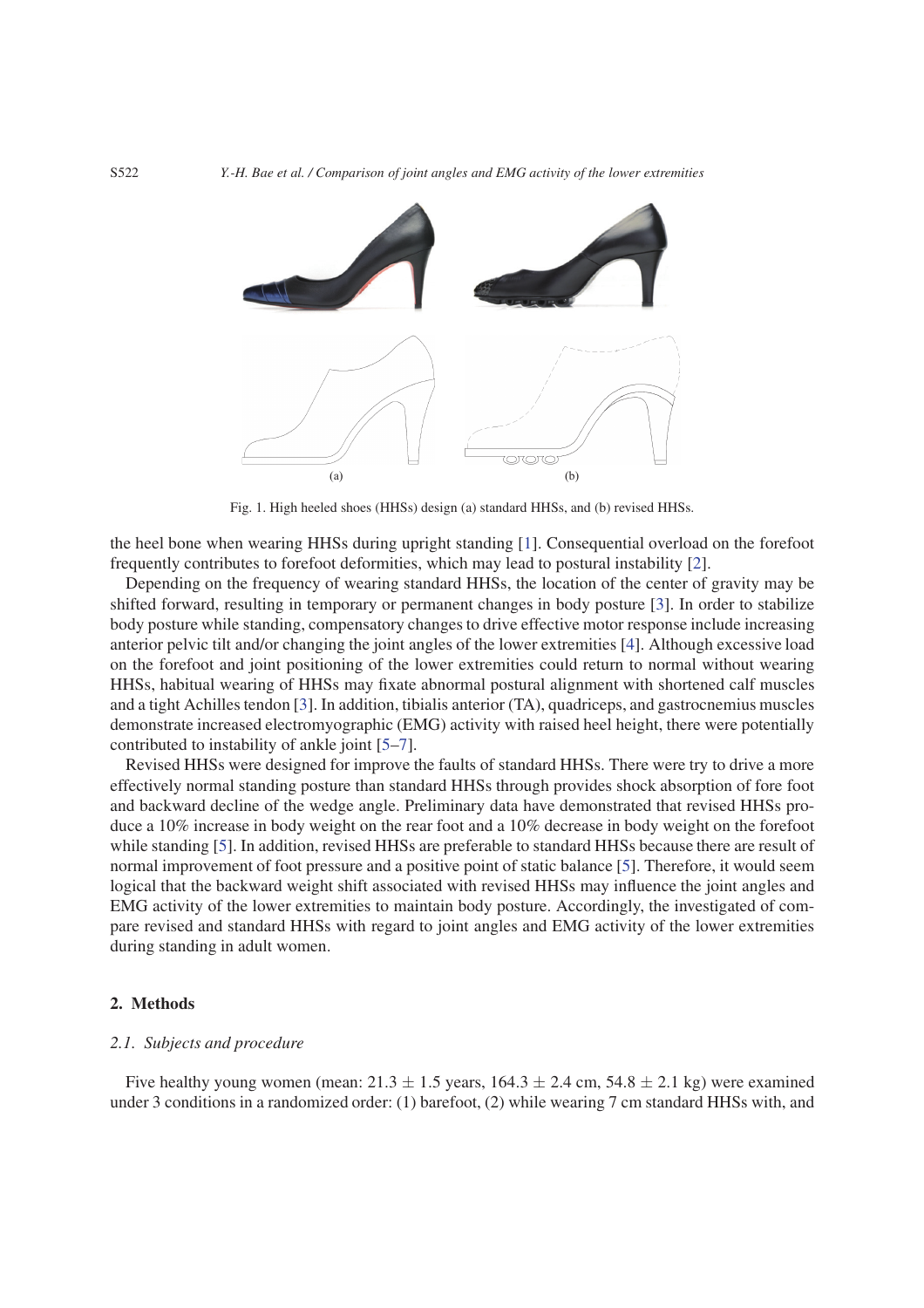Fig. 1. High heeled shoes (HHSs) design (a) standard HHSs, and (b) revised HHSs.

the heel bone when wearing HHSs during upright standing [1]. Consequential overload on the forefoot frequently contributes to forefoot deformities, which may lead to postural instability [2].

Depending on the frequency of wearing standard HHSs, the location of the center of gravity may be shifted forward, resulting in temporary or permanent changes in body posture [3]. In order to stabilize body posture while standing, compensatory changes to drive effective motor response include increasing anterior pelvic tilt and/or changing the joint angles of the lower extremities [4]. Although excessive load on the forefoot and joint positioning of the lower extremities could return to normal without wearing HHSs, habitual wearing of HHSs may fixate abnormal postural alignment with shortened calf muscles and a tight Achilles tendon [3]. In addition, tibialis anterior (TA), quadriceps, and gastrocnemius muscles demonstrate increased electromyographic (EMG) activity with raised heel height, there were potentially contributed to instability of ankle joint [5–7].

Revised HHSs were designed for improve the faults of standard HHSs. There were try to drive a more effectively normal standing posture than standard HHSs through provides shock absorption of fore foot and backward decline of the wedge angle. Preliminary data have demonstrated that revised HHSs produce a 10% increase in body weight on the rear foot and a 10% decrease in body weight on the forefoot while standing [5]. In addition, revised HHSs are preferable to standard HHSs because there are result of normal improvement of foot pressure and a positive point of static balance [5]. Therefore, it would seem logical that the backward weight shift associated with revised HHSs may influence the joint angles and EMG activity of the lower extremities to maintain body posture. Accordingly, the investigated of compare revised and standard HHSs with regard to joint angles and EMG activity of the lower extremities during standing in adult women.

## 2. Methods

### *2.1. Subjects and procedure*

Five healthy young women (mean: $21.3 \pm 1.5$ years, $164.3 \pm 2.4$ cm, $54.8 \pm 2.1$ kg) were examined under 3 conditions in a randomized order: (1) barefoot, (2) while wearing 7 cm standard HHSs with, and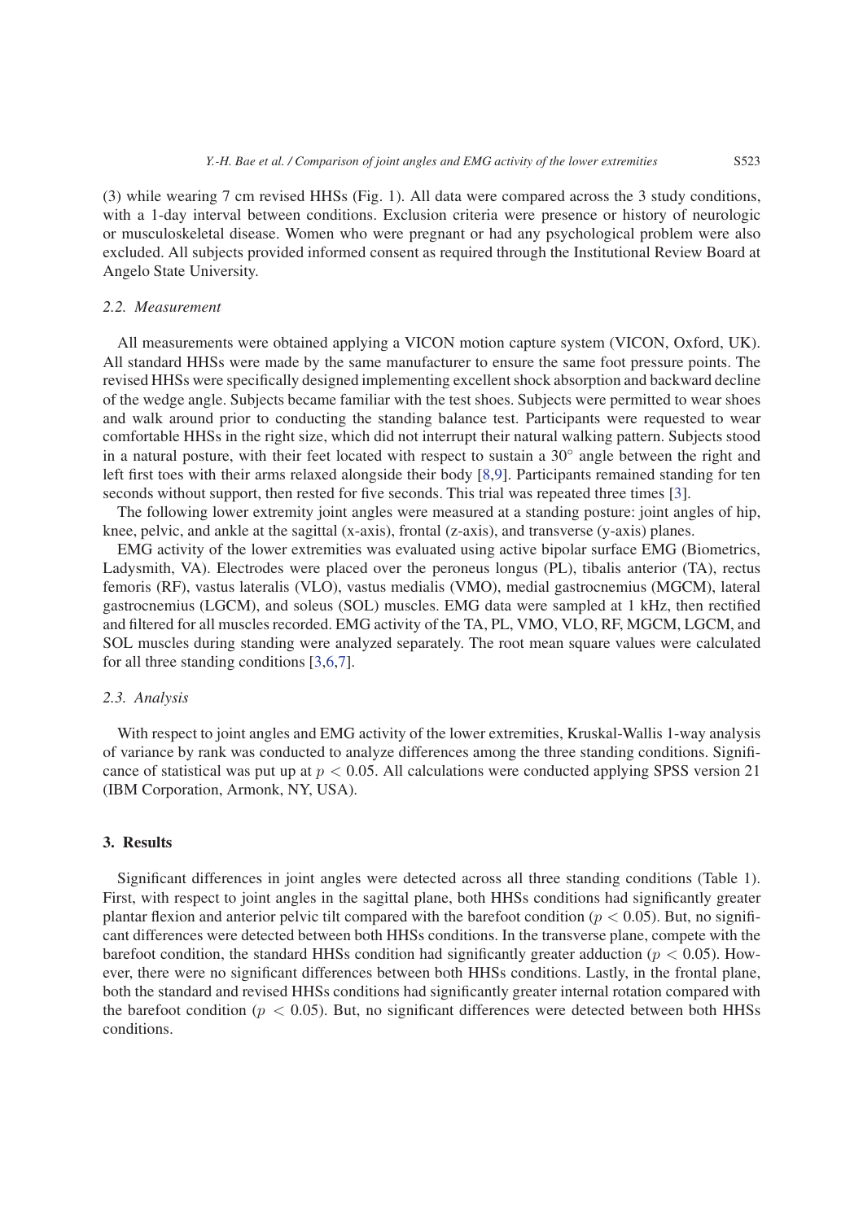(3) while wearing 7 cm revised HHSs (Fig. 1). All data were compared across the 3 study conditions, with a 1-day interval between conditions. Exclusion criteria were presence or history of neurologic or musculoskeletal disease. Women who were pregnant or had any psychological problem were also excluded. All subjects provided informed consent as required through the Institutional Review Board at Angelo State University.

### 2.2. Measurement

All measurements were obtained applying a VICON motion capture system (VICON, Oxford, UK). All standard HHSs were made by the same manufacturer to ensure the same foot pressure points. The revised HHSs were specifically designed implementing excellent shock absorption and backward decline of the wedge angle. Subjects became familiar with the test shoes. Subjects were permitted to wear shoes and walk around prior to conducting the standing balance test. Participants were requested to wear comfortable HHSs in the right size, which did not interrupt their natural walking pattern. Subjects stood in a natural posture, with their feet located with respect to sustain a 30° angle between the right and left first toes with their arms relaxed alongside their body [8,9]. Participants remained standing for ten seconds without support, then rested for five seconds. This trial was repeated three times [3].

The following lower extremity joint angles were measured at a standing posture: joint angles of hip, knee, pelvic, and ankle at the sagittal (x-axis), frontal (z-axis), and transverse (y-axis) planes.

EMG activity of the lower extremities was evaluated using active bipolar surface EMG (Biometrics, Ladysmith, VA). Electrodes were placed over the peroneus longus (PL), tibalis anterior (TA), rectus femoris (RF), vastus lateralis (VLO), vastus medialis (VMO), medial gastrocnemius (MGCM), lateral gastrocnemius (LGCM), and soleus (SOL) muscles. EMG data were sampled at 1 kHz, then rectified and filtered for all muscles recorded. EMG activity of the TA, PL, VMO, VLO, RF, MGCM, LGCM, and SOL muscles during standing were analyzed separately. The root mean square values were calculated for all three standing conditions [3,6,7].

### 2.3. Analysis

With respect to joint angles and EMG activity of the lower extremities, Kruskal-Wallis 1-way analysis of variance by rank was conducted to analyze differences among the three standing conditions. Significance of statistical was put up at $p < 0.05$. All calculations were conducted applying SPSS version 21 (IBM Corporation, Armonk, NY, USA).

## 3. Results

Significant differences in joint angles were detected across all three standing conditions (Table 1). First, with respect to joint angles in the sagittal plane, both HHSs conditions had significantly greater plantar flexion and anterior pelvic tilt compared with the barefoot condition ($p < 0.05$). But, no significant differences were detected between both HHSs conditions. In the transverse plane, compete with the barefoot condition, the standard HHSs condition had significantly greater adduction ($p < 0.05$). However, there were no significant differences between both HHSs conditions. Lastly, in the frontal plane, both the standard and revised HHSs conditions had significantly greater internal rotation compared with the barefoot condition ($p < 0.05$). But, no significant differences were detected between both HHSs conditions.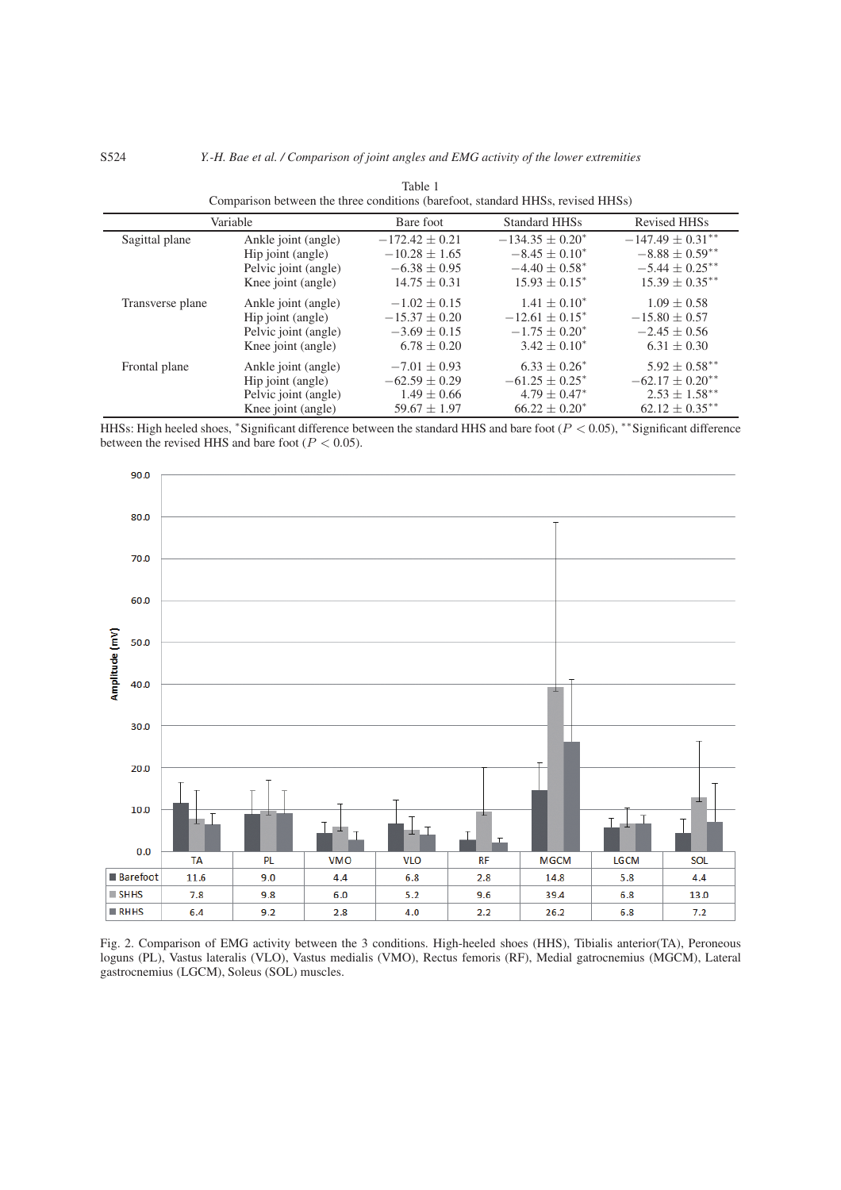Table 1

Comparison between the three conditions (barefoot, standard HHSs, revised HHSs)

| Variable | | Bare foot | Standard HHSs | Revised HHSs |
|---|---|---|---|---|
| Sagittal plane | Ankle joint (angle) | $-172.42 \pm 0.21$ | $-134.35 \pm 0.20^{*}$ | $-147.49 \pm 0.31^{**}$ |
| | Hip joint (angle) | $-10.28 \pm 1.65$ | $-8.45 \pm 0.10^{*}$ | $-8.88 \pm 0.59^{**}$ |
| | Pelvic joint (angle) | $-6.38 \pm 0.95$ | $-4.40 \pm 0.58^{*}$ | $-5.44 \pm 0.25^{**}$ |
| | Knee joint (angle) | $14.75 \pm 0.31$ | $15.93 \pm 0.15^{*}$ | $15.39 \pm 0.35^{**}$ |
| Transverse plane | Ankle joint (angle) | $-1.02 \pm 0.15$ | $1.41 \pm 0.10^{*}$ | $1.09 \pm 0.58$ |
| | Hip joint (angle) | $-15.37 \pm 0.20$ | $-12.61 \pm 0.15^{*}$ | $-15.80 \pm 0.57$ |
| | Pelvic joint (angle) | $-3.69 \pm 0.15$ | $-1.75 \pm 0.20^{*}$ | $-2.45 \pm 0.56$ |
| | Knee joint (angle) | $6.78 \pm 0.20$ | $3.42 \pm 0.10^{*}$ | $6.31 \pm 0.30$ |
| Frontal plane | Ankle joint (angle) | $-7.01 \pm 0.93$ | $6.33 \pm 0.26^{*}$ | $5.92 \pm 0.58^{**}$ |
| | Hip joint (angle) | $-62.59 \pm 0.29$ | $-61.25 \pm 0.25^{*}$ | $-62.17 \pm 0.20^{**}$ |
| | Pelvic joint (angle) | $1.49 \pm 0.66$ | $4.79 \pm 0.47^{*}$ | $2.53 \pm 1.58^{**}$ |
| | Knee joint (angle) | $59.67 \pm 1.97$ | $66.22 \pm 0.20^{*}$ | $62.12 \pm 0.35^{**}$ |

HHSs: High heeled shoes, *Significant difference between the standard HHS and bare foot ($P < 0.05$), **Significant difference between the revised HHS and bare foot ($P < 0.05$).

| | TA | PL | VMO | VLO | RF | MGCM | LGCM | SOL |
|---|---|---|---|---|---|---|---|---|
| Barefoot | 11.6 | 9.0 | 4.4 | 6.8 | 2.8 | 14.8 | 5.8 | 4.4 |
| SHHS | 7.8 | 9.8 | 6.0 | 5.2 | 9.6 | 39.4 | 6.8 | 13.0 |
| RHHS | 6.4 | 9.2 | 2.8 | 4.0 | 2.2 | 26.2 | 6.8 | 7.2 |

Fig. 2. Comparison of EMG activity between the 3 conditions. High-heeled shoes (HHS), Tibialis anterior(TA), Peroneous loguns (PL), Vastus lateralis (VLO), Vastus medialis (VMO), Rectus femoris (RF), Medial gatrocnemius (MGCM), Lateral gastrocnemius (LGCM), Soleus (SOL) muscles.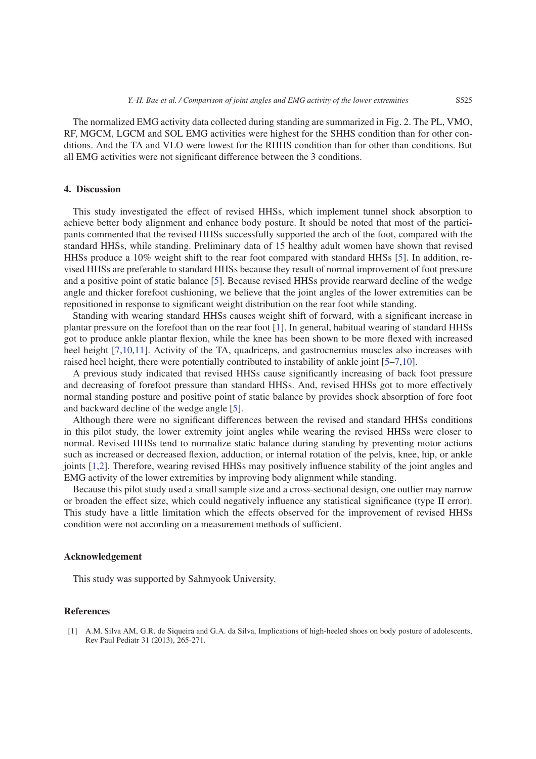The normalized EMG activity data collected during standing are summarized in Fig. 2. The PL, VMO, RF, MGCM, LGCM and SOL EMG activities were highest for the SHHS condition than for other conditions. And the TA and VLO were lowest for the RHHS condition than for other than conditions. But all EMG activities were not significant difference between the 3 conditions.

## 4. Discussion

This study investigated the effect of revised HHSs, which implement tunnel shock absorption to achieve better body alignment and enhance body posture. It should be noted that most of the participants commented that the revised HHSs successfully supported the arch of the foot, compared with the standard HHSs, while standing. Preliminary data of 15 healthy adult women have shown that revised HHSs produce a 10% weight shift to the rear foot compared with standard HHSs [5]. In addition, revised HHSs are preferable to standard HHSs because they result of normal improvement of foot pressure and a positive point of static balance [5]. Because revised HHSs provide rearward decline of the wedge angle and thicker forefoot cushioning, we believe that the joint angles of the lower extremities can be repositioned in response to significant weight distribution on the rear foot while standing.

Standing with wearing standard HHSs causes weight shift of forward, with a significant increase in plantar pressure on the forefoot than on the rear foot [1]. In general, habitual wearing of standard HHSs got to produce ankle plantar flexion, while the knee has been shown to be more flexed with increased heel height [7,10,11]. Activity of the TA, quadriceps, and gastrocnemius muscles also increases with raised heel height, there were potentially contributed to instability of ankle joint [5–7,10].

A previous study indicated that revised HHSs cause significantly increasing of back foot pressure and decreasing of forefoot pressure than standard HHSs. And, revised HHSs got to more effectively normal standing posture and positive point of static balance by provides shock absorption of fore foot and backward decline of the wedge angle [5].

Although there were no significant differences between the revised and standard HHSs conditions in this pilot study, the lower extremity joint angles while wearing the revised HHSs were closer to normal. Revised HHSs tend to normalize static balance during standing by preventing motor actions such as increased or decreased flexion, adduction, or internal rotation of the pelvis, knee, hip, or ankle joints [1,2]. Therefore, wearing revised HHSs may positively influence stability of the joint angles and EMG activity of the lower extremities by improving body alignment while standing.

Because this pilot study used a small sample size and a cross-sectional design, one outlier may narrow or broaden the effect size, which could negatively influence any statistical significance (type II error). This study have a little limitation which the effects observed for the improvement of revised HHSs condition were not according on a measurement methods of sufficient.

## Acknowledgement

This study was supported by Sahmyook University.

## References

[1] A.M. Silva AM, G.R. de Siqueira and G.A. da Silva, Implications of high-heeled shoes on body posture of adolescents, Rev Paul Pediatr 31 (2013), 265-271.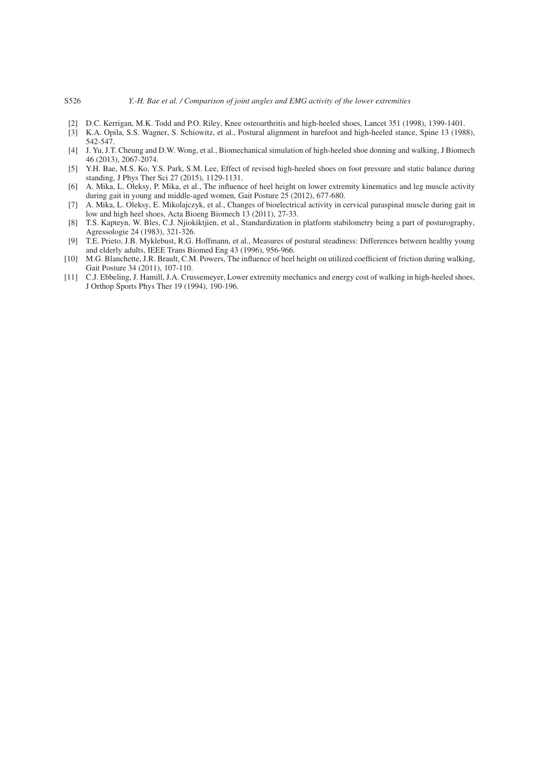[2] D.C. Kerrigan, M.K. Todd and P.O. Riley, Knee osteoarthritis and high-heeled shoes, Lancet 351 (1998), 1399-1401.

[3] K.A. Opila, S.S. Wagner, S. Schiowitz, et al., Postural alignment in barefoot and high-heeled stance, Spine 13 (1988), 542-547.

[4] J. Yu, J.T. Cheung and D.W. Wong, et al., Biomechanical simulation of high-heeled shoe donning and walking, J Biomech 46 (2013), 2067-2074.

[5] Y.H. Bae, M.S. Ko, Y.S. Park, S.M. Lee, Effect of revised high-heeled shoes on foot pressure and static balance during standing, J Phys Ther Sci 27 (2015), 1129-1131.

[6] A. Mika, L. Oleksy, P. Mika, et al., The influence of heel height on lower extremity kinematics and leg muscle activity during gait in young and middle-aged women, Gait Posture 25 (2012), 677-680.

[7] A. Mika, L. Oleksy, E. Mikolajczyk, et al., Changes of bioelectrical activity in cervical paraspinal muscle during gait in low and high heel shoes, Acta Bioeng Biomech 13 (2011), 27-33.

[8] T.S. Kapteyn, W. Bles, C.J. Njiokiktjien, et al., Standardization in platform stabilometry being a part of posturography, Agressologie 24 (1983), 321-326.

[9] T.E. Prieto, J.B. Myklebust, R.G. Hoffmann, et al., Measures of postural steadiness: Differences between healthy young and elderly adults, IEEE Trans Biomed Eng 43 (1996), 956-966.

[10] M.G. Blanchette, J.R. Brault, C.M. Powers, The influence of heel height on utilized coefficient of friction during walking, Gait Posture 34 (2011), 107-110.

[11] C.J. Ebbeling, J. Hamill, J.A. Crussemeyer, Lower extremity mechanics and energy cost of walking in high-heeled shoes, J Orthop Sports Phys Ther 19 (1994), 190-196.